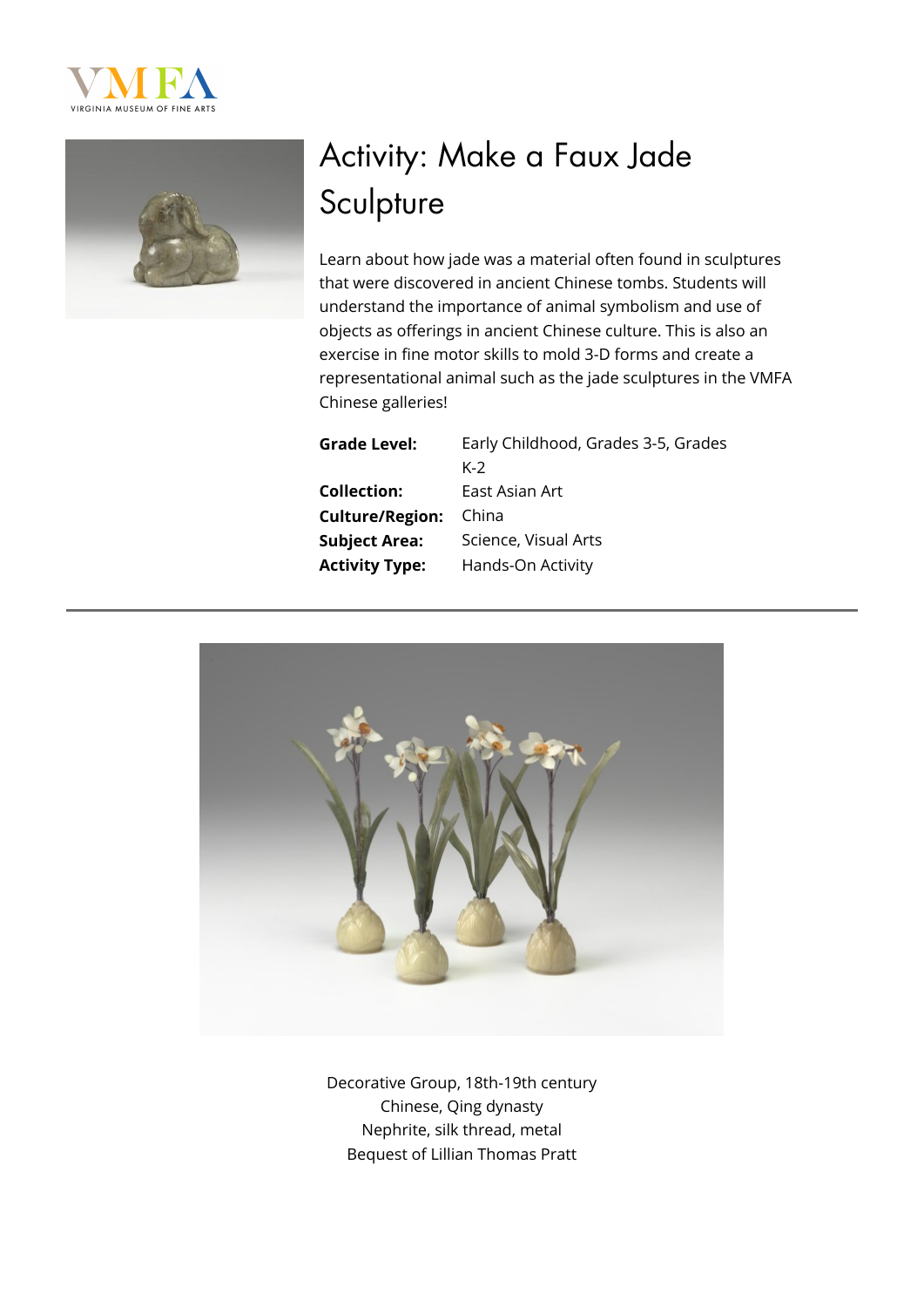# Activity: Make a Faux Jade Sculpture

Learn about how jade was a material often found in sculptures that were discovered in ancient Chinese tombs. Students will understand the importance of animal symbolism and use of objects as offerings in ancient Chinese culture. This is also an exercise in fine motor skills to mold 3-D forms and create a representational animal such as the jade sculptures in the VMFA Chinese galleries!

| | |
|---|---|
| **Grade Level:** | Early Childhood, Grades 3-5, Grades K-2 |
| **Collection:** | East Asian Art |
| **Culture/Region:** | China |
| **Subject Area:** | Science, Visual Arts |
| **Activity Type:** | Hands-On Activity |

---

Decorative Group, 18th-19th century
Chinese, Qing dynasty
Nephrite, silk thread, metal
Bequest of Lillian Thomas Pratt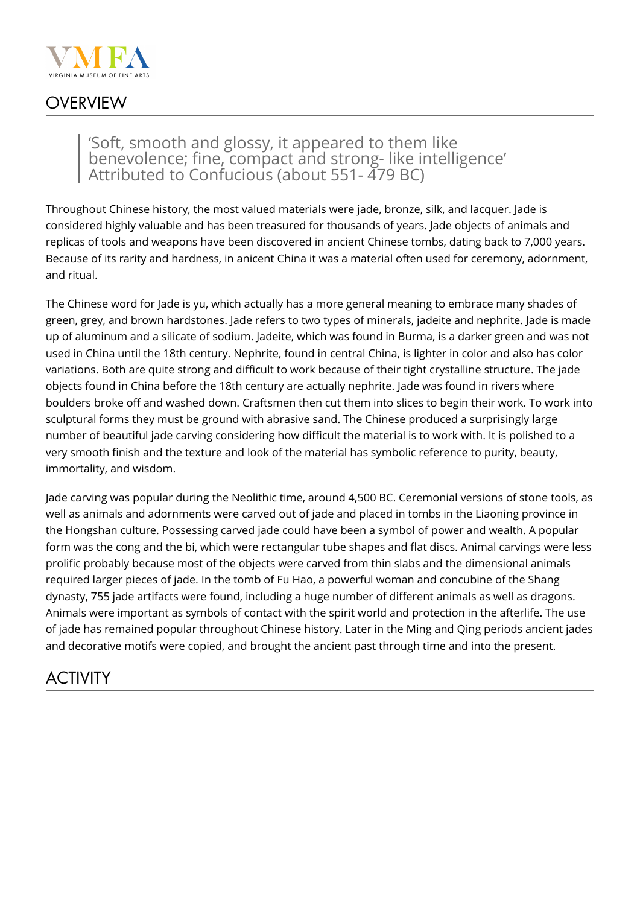## OVERVIEW

> 'Soft, smooth and glossy, it appeared to them like benevolence; fine, compact and strong- like intelligence'
> Attributed to Confucious (about 551- 479 BC)

Throughout Chinese history, the most valued materials were jade, bronze, silk, and lacquer. Jade is considered highly valuable and has been treasured for thousands of years. Jade objects of animals and replicas of tools and weapons have been discovered in ancient Chinese tombs, dating back to 7,000 years. Because of its rarity and hardness, in anicent China it was a material often used for ceremony, adornment, and ritual.

The Chinese word for Jade is yu, which actually has a more general meaning to embrace many shades of green, grey, and brown hardstones. Jade refers to two types of minerals, jadeite and nephrite. Jade is made up of aluminum and a silicate of sodium. Jadeite, which was found in Burma, is a darker green and was not used in China until the 18th century. Nephrite, found in central China, is lighter in color and also has color variations. Both are quite strong and difficult to work because of their tight crystalline structure. The jade objects found in China before the 18th century are actually nephrite. Jade was found in rivers where boulders broke off and washed down. Craftsmen then cut them into slices to begin their work. To work into sculptural forms they must be ground with abrasive sand. The Chinese produced a surprisingly large number of beautiful jade carving considering how difficult the material is to work with. It is polished to a very smooth finish and the texture and look of the material has symbolic reference to purity, beauty, immortality, and wisdom.

Jade carving was popular during the Neolithic time, around 4,500 BC. Ceremonial versions of stone tools, as well as animals and adornments were carved out of jade and placed in tombs in the Liaoning province in the Hongshan culture. Possessing carved jade could have been a symbol of power and wealth. A popular form was the cong and the bi, which were rectangular tube shapes and flat discs. Animal carvings were less prolific probably because most of the objects were carved from thin slabs and the dimensional animals required larger pieces of jade. In the tomb of Fu Hao, a powerful woman and concubine of the Shang dynasty, 755 jade artifacts were found, including a huge number of different animals as well as dragons. Animals were important as symbols of contact with the spirit world and protection in the afterlife. The use of jade has remained popular throughout Chinese history. Later in the Ming and Qing periods ancient jades and decorative motifs were copied, and brought the ancient past through time and into the present.

## ACTIVITY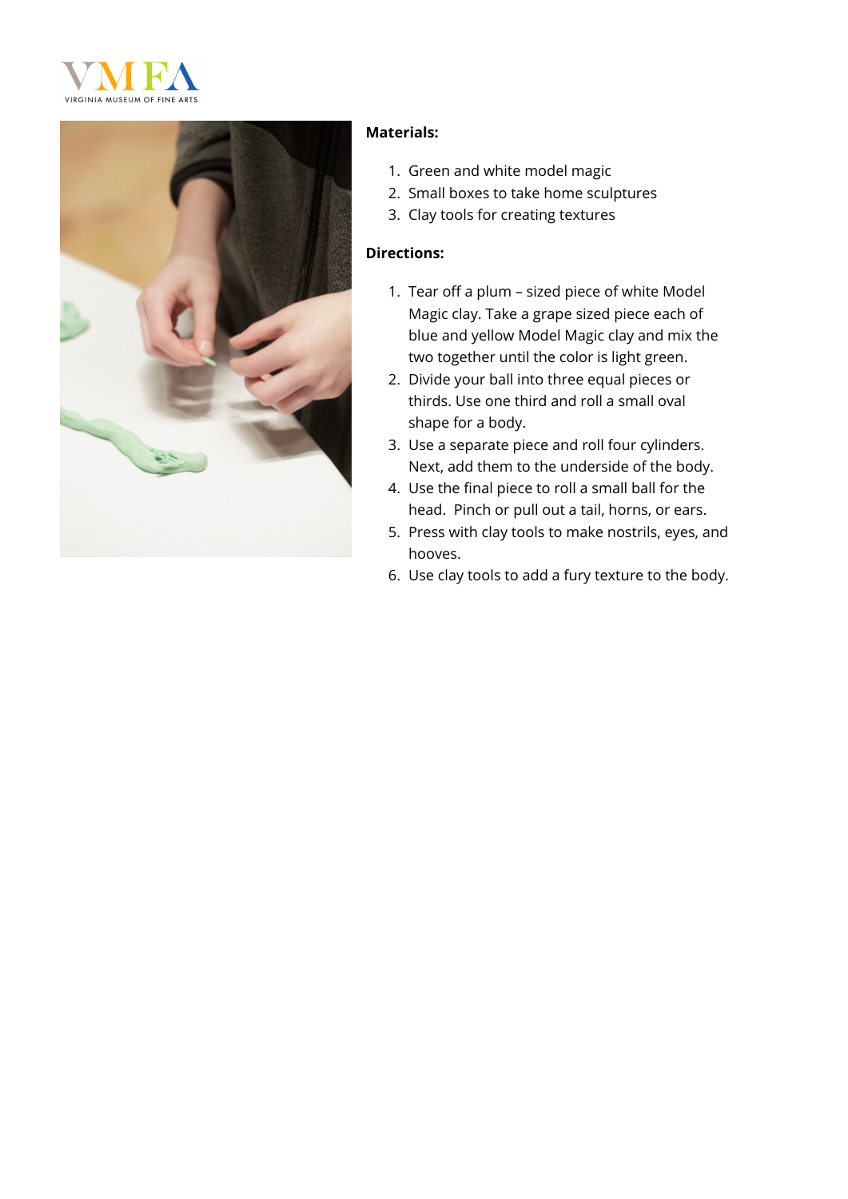**Materials:**

1. Green and white model magic
2. Small boxes to take home sculptures
3. Clay tools for creating textures

**Directions:**

1. Tear off a plum – sized piece of white Model Magic clay. Take a grape sized piece each of blue and yellow Model Magic clay and mix the two together until the color is light green.
2. Divide your ball into three equal pieces or thirds. Use one third and roll a small oval shape for a body.
3. Use a separate piece and roll four cylinders. Next, add them to the underside of the body.
4. Use the final piece to roll a small ball for the head. Pinch or pull out a tail, horns, or ears.
5. Press with clay tools to make nostrils, eyes, and hooves.
6. Use clay tools to add a fury texture to the body.